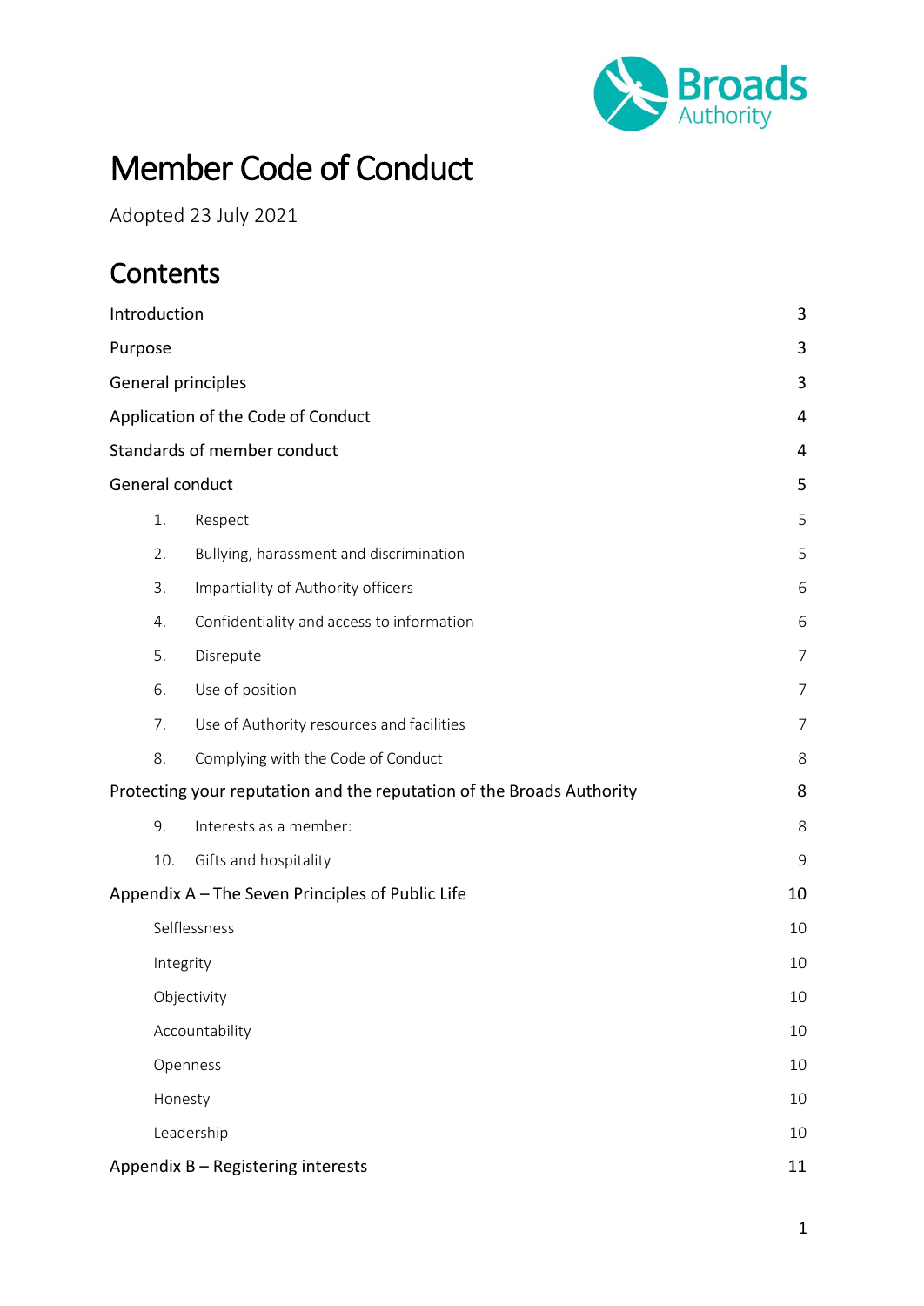# Member Code of Conduct

Adopted 23 July 2021

## Contents

| | |
|---|---|
| Introduction | 3 |
| Purpose | 3 |
| General principles | 3 |
| Application of the Code of Conduct | 4 |
| Standards of member conduct | 4 |
| General conduct | 5 |
| 1. Respect | 5 |
| 2. Bullying, harassment and discrimination | 5 |
| 3. Impartiality of Authority officers | 6 |
| 4. Confidentiality and access to information | 6 |
| 5. Disrepute | 7 |
| 6. Use of position | 7 |
| 7. Use of Authority resources and facilities | 7 |
| 8. Complying with the Code of Conduct | 8 |
| Protecting your reputation and the reputation of the Broads Authority | 8 |
| 9. Interests as a member: | 8 |
| 10. Gifts and hospitality | 9 |
| Appendix A – The Seven Principles of Public Life | 10 |
| Selflessness | 10 |
| Integrity | 10 |
| Objectivity | 10 |
| Accountability | 10 |
| Openness | 10 |
| Honesty | 10 |
| Leadership | 10 |
| Appendix B – Registering interests | 11 |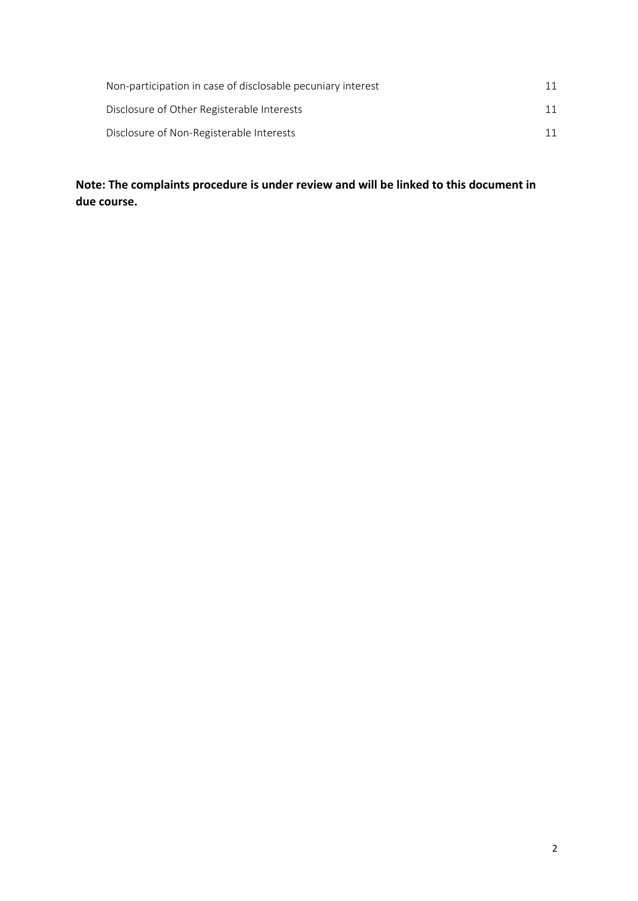| | |
|---|---|
| Non-participation in case of disclosable pecuniary interest | 11 |
| Disclosure of Other Registerable Interests | 11 |
| Disclosure of Non-Registerable Interests | 11 |

**Note: The complaints procedure is under review and will be linked to this document in due course.**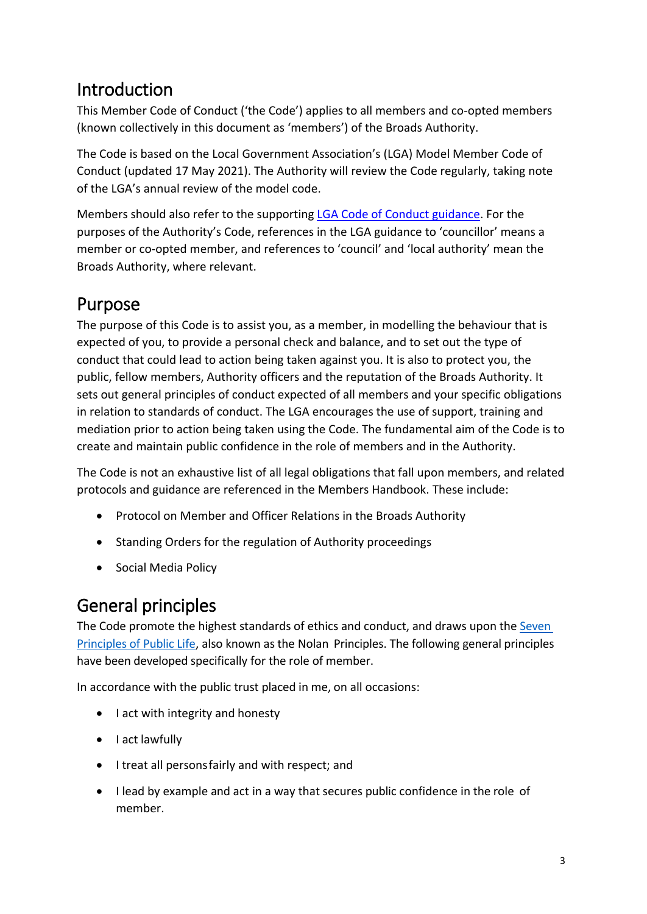## Introduction

This Member Code of Conduct ('the Code') applies to all members and co-opted members (known collectively in this document as 'members') of the Broads Authority.

The Code is based on the Local Government Association's (LGA) Model Member Code of Conduct (updated 17 May 2021). The Authority will review the Code regularly, taking note of the LGA's annual review of the model code.

Members should also refer to the supporting [LGA Code of Conduct guidance](). For the purposes of the Authority's Code, references in the LGA guidance to 'councillor' means a member or co-opted member, and references to 'council' and 'local authority' mean the Broads Authority, where relevant.

## Purpose

The purpose of this Code is to assist you, as a member, in modelling the behaviour that is expected of you, to provide a personal check and balance, and to set out the type of conduct that could lead to action being taken against you. It is also to protect you, the public, fellow members, Authority officers and the reputation of the Broads Authority. It sets out general principles of conduct expected of all members and your specific obligations in relation to standards of conduct. The LGA encourages the use of support, training and mediation prior to action being taken using the Code. The fundamental aim of the Code is to create and maintain public confidence in the role of members and in the Authority.

The Code is not an exhaustive list of all legal obligations that fall upon members, and related protocols and guidance are referenced in the Members Handbook. These include:

- Protocol on Member and Officer Relations in the Broads Authority
- Standing Orders for the regulation of Authority proceedings
- Social Media Policy

## General principles

The Code promote the highest standards of ethics and conduct, and draws upon the [Seven Principles of Public Life](), also known as the Nolan Principles. The following general principles have been developed specifically for the role of member.

In accordance with the public trust placed in me, on all occasions:

- I act with integrity and honesty
- I act lawfully
- I treat all persons fairly and with respect; and
- I lead by example and act in a way that secures public confidence in the role of member.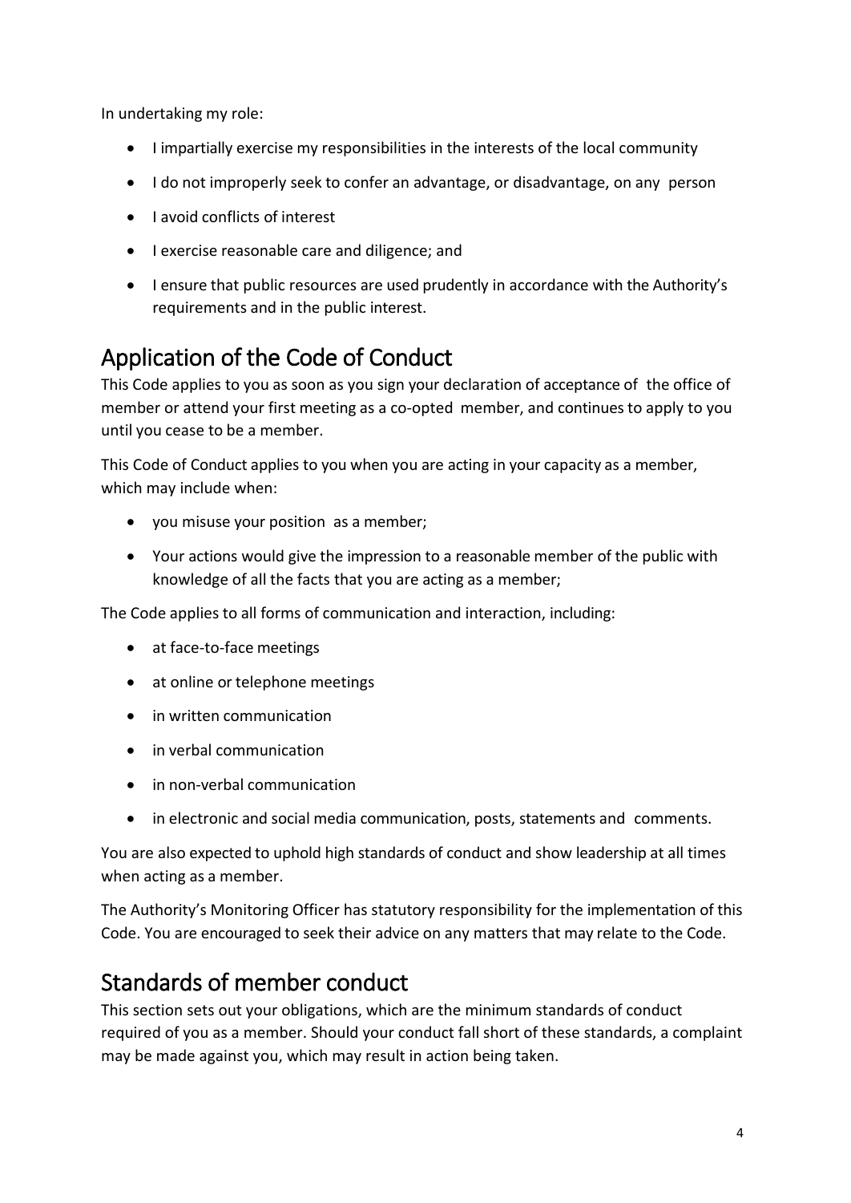In undertaking my role:

- I impartially exercise my responsibilities in the interests of the local community
- I do not improperly seek to confer an advantage, or disadvantage, on any person
- I avoid conflicts of interest
- I exercise reasonable care and diligence; and
- I ensure that public resources are used prudently in accordance with the Authority's requirements and in the public interest.

## Application of the Code of Conduct

This Code applies to you as soon as you sign your declaration of acceptance of the office of member or attend your first meeting as a co-opted member, and continues to apply to you until you cease to be a member.

This Code of Conduct applies to you when you are acting in your capacity as a member, which may include when:

- you misuse your position as a member;
- Your actions would give the impression to a reasonable member of the public with knowledge of all the facts that you are acting as a member;

The Code applies to all forms of communication and interaction, including:

- at face-to-face meetings
- at online or telephone meetings
- in written communication
- in verbal communication
- in non-verbal communication
- in electronic and social media communication, posts, statements and comments.

You are also expected to uphold high standards of conduct and show leadership at all times when acting as a member.

The Authority's Monitoring Officer has statutory responsibility for the implementation of this Code. You are encouraged to seek their advice on any matters that may relate to the Code.

## Standards of member conduct

This section sets out your obligations, which are the minimum standards of conduct required of you as a member. Should your conduct fall short of these standards, a complaint may be made against you, which may result in action being taken.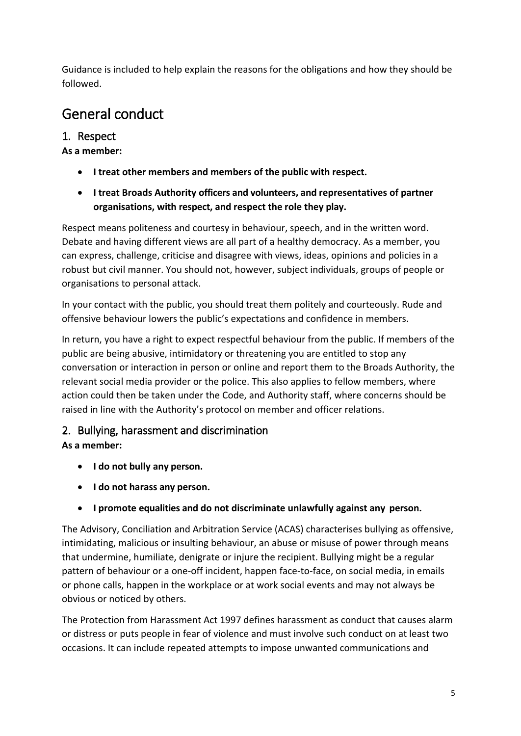Guidance is included to help explain the reasons for the obligations and how they should be followed.

# General conduct

## 1. Respect

**As a member:**

- **I treat other members and members of the public with respect.**
- **I treat Broads Authority officers and volunteers, and representatives of partner organisations, with respect, and respect the role they play.**

Respect means politeness and courtesy in behaviour, speech, and in the written word. Debate and having different views are all part of a healthy democracy. As a member, you can express, challenge, criticise and disagree with views, ideas, opinions and policies in a robust but civil manner. You should not, however, subject individuals, groups of people or organisations to personal attack.

In your contact with the public, you should treat them politely and courteously. Rude and offensive behaviour lowers the public's expectations and confidence in members.

In return, you have a right to expect respectful behaviour from the public. If members of the public are being abusive, intimidatory or threatening you are entitled to stop any conversation or interaction in person or online and report them to the Broads Authority, the relevant social media provider or the police. This also applies to fellow members, where action could then be taken under the Code, and Authority staff, where concerns should be raised in line with the Authority's protocol on member and officer relations.

## 2. Bullying, harassment and discrimination

**As a member:**

- **I do not bully any person.**
- **I do not harass any person.**
- **I promote equalities and do not discriminate unlawfully against any person.**

The Advisory, Conciliation and Arbitration Service (ACAS) characterises bullying as offensive, intimidating, malicious or insulting behaviour, an abuse or misuse of power through means that undermine, humiliate, denigrate or injure the recipient. Bullying might be a regular pattern of behaviour or a one-off incident, happen face-to-face, on social media, in emails or phone calls, happen in the workplace or at work social events and may not always be obvious or noticed by others.

The Protection from Harassment Act 1997 defines harassment as conduct that causes alarm or distress or puts people in fear of violence and must involve such conduct on at least two occasions. It can include repeated attempts to impose unwanted communications and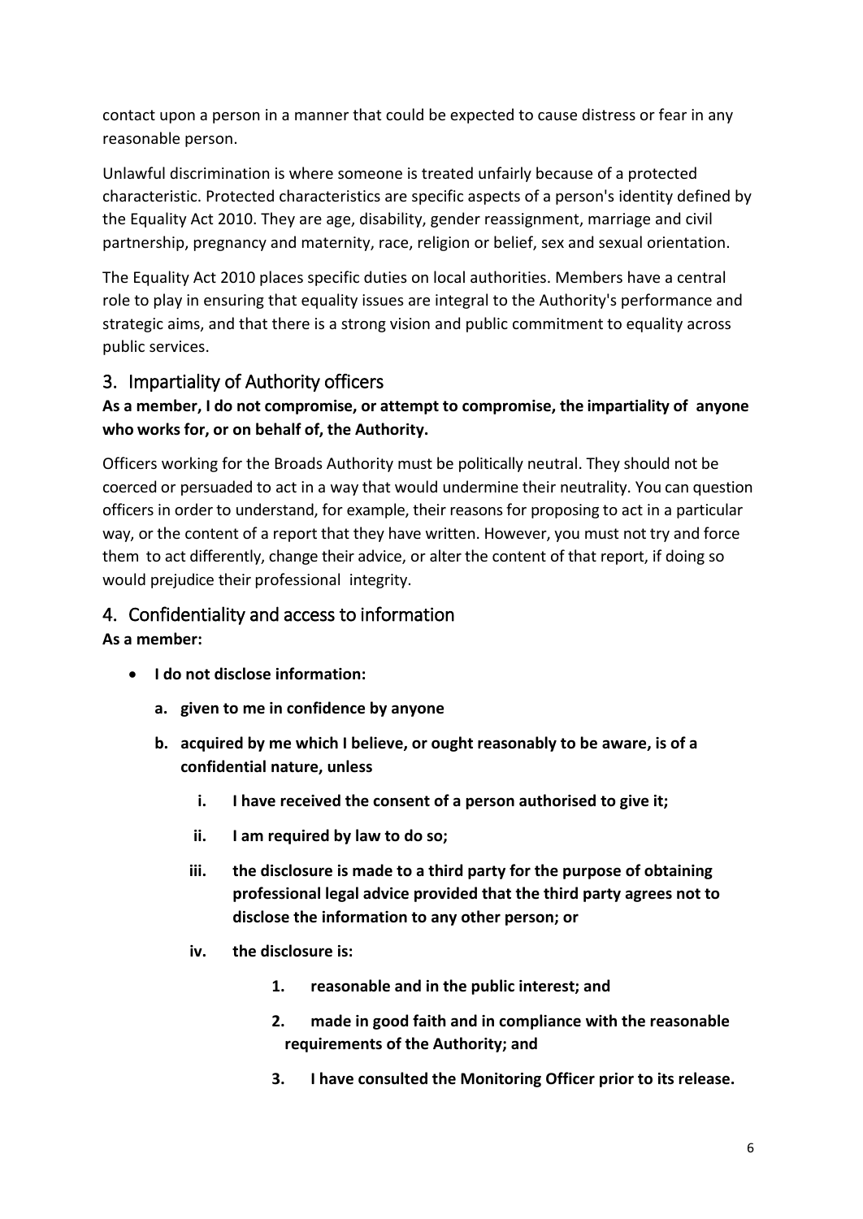contact upon a person in a manner that could be expected to cause distress or fear in any reasonable person.

Unlawful discrimination is where someone is treated unfairly because of a protected characteristic. Protected characteristics are specific aspects of a person's identity defined by the Equality Act 2010. They are age, disability, gender reassignment, marriage and civil partnership, pregnancy and maternity, race, religion or belief, sex and sexual orientation.

The Equality Act 2010 places specific duties on local authorities. Members have a central role to play in ensuring that equality issues are integral to the Authority's performance and strategic aims, and that there is a strong vision and public commitment to equality across public services.

## 3. Impartiality of Authority officers

**As a member, I do not compromise, or attempt to compromise, the impartiality of anyone who works for, or on behalf of, the Authority.**

Officers working for the Broads Authority must be politically neutral. They should not be coerced or persuaded to act in a way that would undermine their neutrality. You can question officers in order to understand, for example, their reasons for proposing to act in a particular way, or the content of a report that they have written. However, you must not try and force them to act differently, change their advice, or alter the content of that report, if doing so would prejudice their professional integrity.

## 4. Confidentiality and access to information

**As a member:**

- **I do not disclose information:**
  - **a. given to me in confidence by anyone**
  - **b. acquired by me which I believe, or ought reasonably to be aware, is of a confidential nature, unless**
    - **i. I have received the consent of a person authorised to give it;**
    - **ii. I am required by law to do so;**
    - **iii. the disclosure is made to a third party for the purpose of obtaining professional legal advice provided that the third party agrees not to disclose the information to any other person; or**
    - **iv. the disclosure is:**
      1. **reasonable and in the public interest; and**
      2. **made in good faith and in compliance with the reasonable requirements of the Authority; and**
      3. **I have consulted the Monitoring Officer prior to its release.**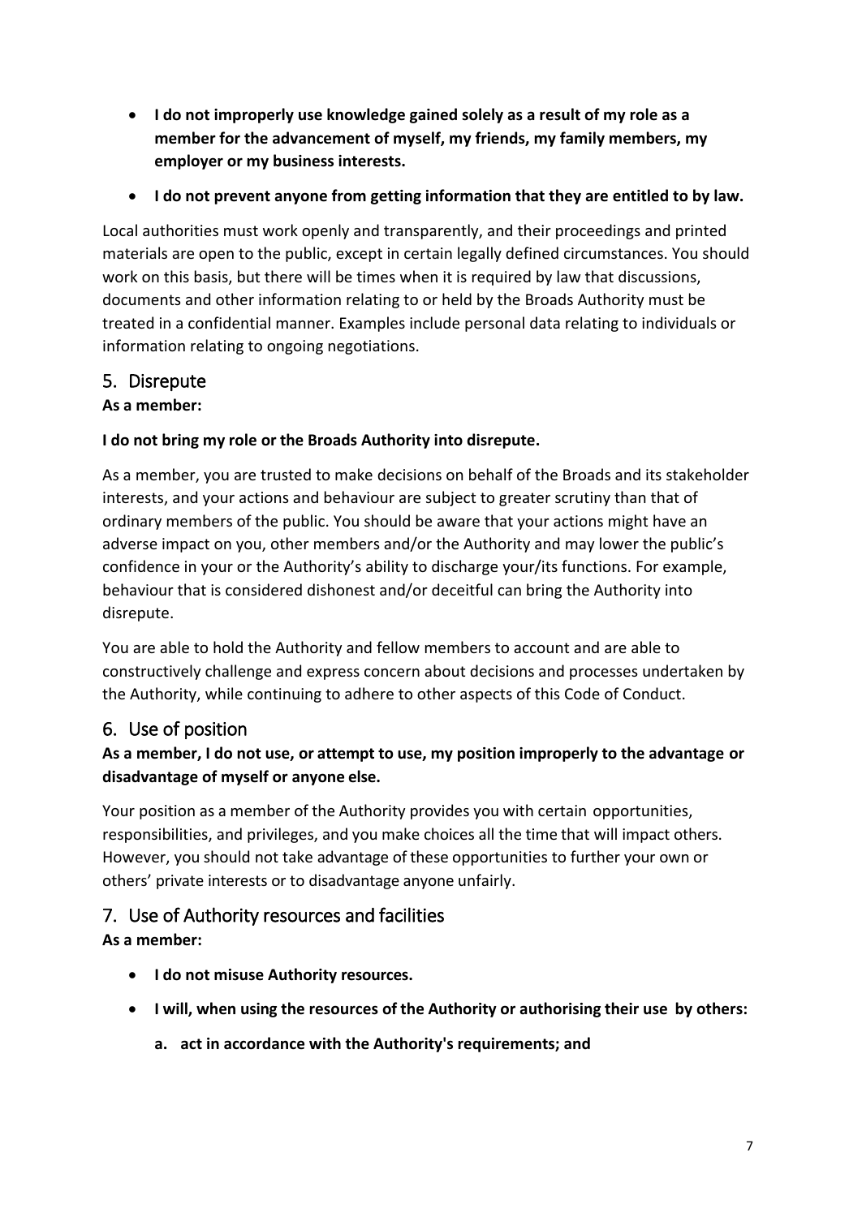- **I do not improperly use knowledge gained solely as a result of my role as a member for the advancement of myself, my friends, my family members, my employer or my business interests.**
- **I do not prevent anyone from getting information that they are entitled to by law.**

Local authorities must work openly and transparently, and their proceedings and printed materials are open to the public, except in certain legally defined circumstances. You should work on this basis, but there will be times when it is required by law that discussions, documents and other information relating to or held by the Broads Authority must be treated in a confidential manner. Examples include personal data relating to individuals or information relating to ongoing negotiations.

## 5. Disrepute

**As a member:**

**I do not bring my role or the Broads Authority into disrepute.**

As a member, you are trusted to make decisions on behalf of the Broads and its stakeholder interests, and your actions and behaviour are subject to greater scrutiny than that of ordinary members of the public. You should be aware that your actions might have an adverse impact on you, other members and/or the Authority and may lower the public's confidence in your or the Authority's ability to discharge your/its functions. For example, behaviour that is considered dishonest and/or deceitful can bring the Authority into disrepute.

You are able to hold the Authority and fellow members to account and are able to constructively challenge and express concern about decisions and processes undertaken by the Authority, while continuing to adhere to other aspects of this Code of Conduct.

## 6. Use of position

**As a member, I do not use, or attempt to use, my position improperly to the advantage or disadvantage of myself or anyone else.**

Your position as a member of the Authority provides you with certain opportunities, responsibilities, and privileges, and you make choices all the time that will impact others. However, you should not take advantage of these opportunities to further your own or others' private interests or to disadvantage anyone unfairly.

## 7. Use of Authority resources and facilities

**As a member:**

- **I do not misuse Authority resources.**
- **I will, when using the resources of the Authority or authorising their use by others:**
    - **a. act in accordance with the Authority's requirements; and**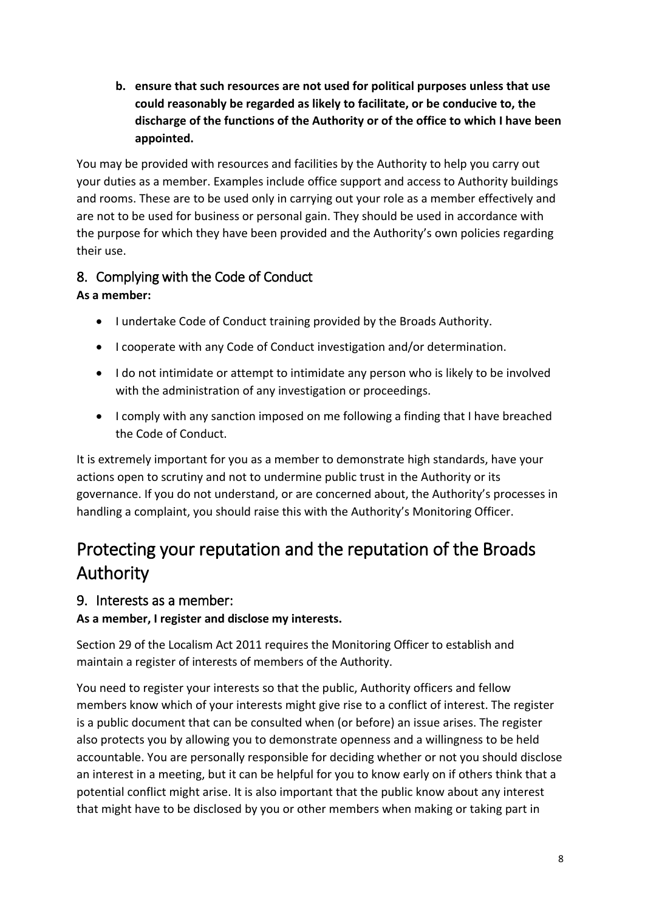**b. ensure that such resources are not used for political purposes unless that use could reasonably be regarded as likely to facilitate, or be conducive to, the discharge of the functions of the Authority or of the office to which I have been appointed.**

You may be provided with resources and facilities by the Authority to help you carry out your duties as a member. Examples include office support and access to Authority buildings and rooms. These are to be used only in carrying out your role as a member effectively and are not to be used for business or personal gain. They should be used in accordance with the purpose for which they have been provided and the Authority's own policies regarding their use.

### 8. Complying with the Code of Conduct

**As a member:**

- I undertake Code of Conduct training provided by the Broads Authority.
- I cooperate with any Code of Conduct investigation and/or determination.
- I do not intimidate or attempt to intimidate any person who is likely to be involved with the administration of any investigation or proceedings.
- I comply with any sanction imposed on me following a finding that I have breached the Code of Conduct.

It is extremely important for you as a member to demonstrate high standards, have your actions open to scrutiny and not to undermine public trust in the Authority or its governance. If you do not understand, or are concerned about, the Authority's processes in handling a complaint, you should raise this with the Authority's Monitoring Officer.

## Protecting your reputation and the reputation of the Broads Authority

### 9. Interests as a member:

**As a member, I register and disclose my interests.**

Section 29 of the Localism Act 2011 requires the Monitoring Officer to establish and maintain a register of interests of members of the Authority.

You need to register your interests so that the public, Authority officers and fellow members know which of your interests might give rise to a conflict of interest. The register is a public document that can be consulted when (or before) an issue arises. The register also protects you by allowing you to demonstrate openness and a willingness to be held accountable. You are personally responsible for deciding whether or not you should disclose an interest in a meeting, but it can be helpful for you to know early on if others think that a potential conflict might arise. It is also important that the public know about any interest that might have to be disclosed by you or other members when making or taking part in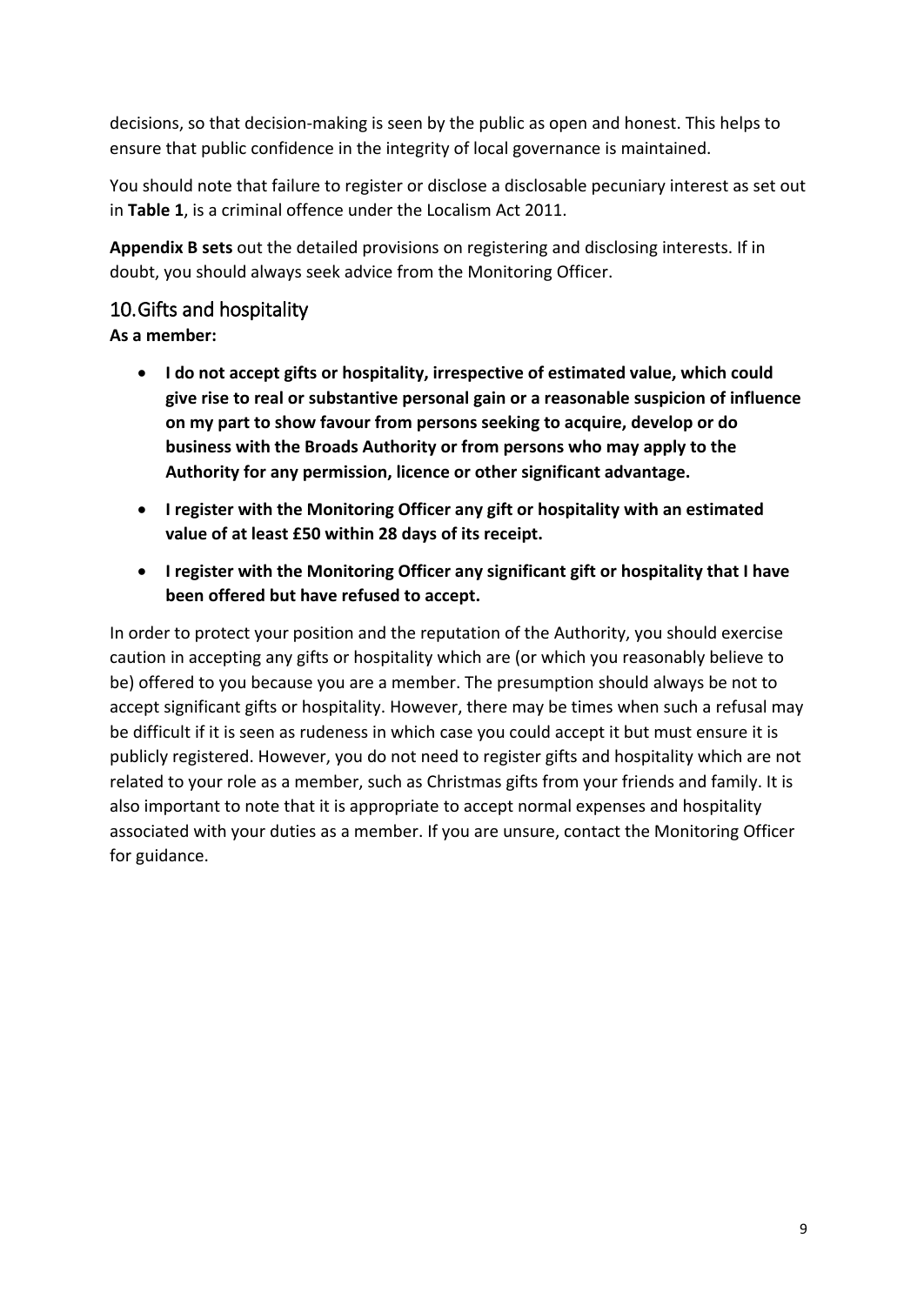decisions, so that decision-making is seen by the public as open and honest. This helps to ensure that public confidence in the integrity of local governance is maintained.

You should note that failure to register or disclose a disclosable pecuniary interest as set out in **Table 1**, is a criminal offence under the Localism Act 2011.

**Appendix B sets** out the detailed provisions on registering and disclosing interests. If in doubt, you should always seek advice from the Monitoring Officer.

## 10. Gifts and hospitality

**As a member:**

- **I do not accept gifts or hospitality, irrespective of estimated value, which could give rise to real or substantive personal gain or a reasonable suspicion of influence on my part to show favour from persons seeking to acquire, develop or do business with the Broads Authority or from persons who may apply to the Authority for any permission, licence or other significant advantage.**
- **I register with the Monitoring Officer any gift or hospitality with an estimated value of at least £50 within 28 days of its receipt.**
- **I register with the Monitoring Officer any significant gift or hospitality that I have been offered but have refused to accept.**

In order to protect your position and the reputation of the Authority, you should exercise caution in accepting any gifts or hospitality which are (or which you reasonably believe to be) offered to you because you are a member. The presumption should always be not to accept significant gifts or hospitality. However, there may be times when such a refusal may be difficult if it is seen as rudeness in which case you could accept it but must ensure it is publicly registered. However, you do not need to register gifts and hospitality which are not related to your role as a member, such as Christmas gifts from your friends and family. It is also important to note that it is appropriate to accept normal expenses and hospitality associated with your duties as a member. If you are unsure, contact the Monitoring Officer for guidance.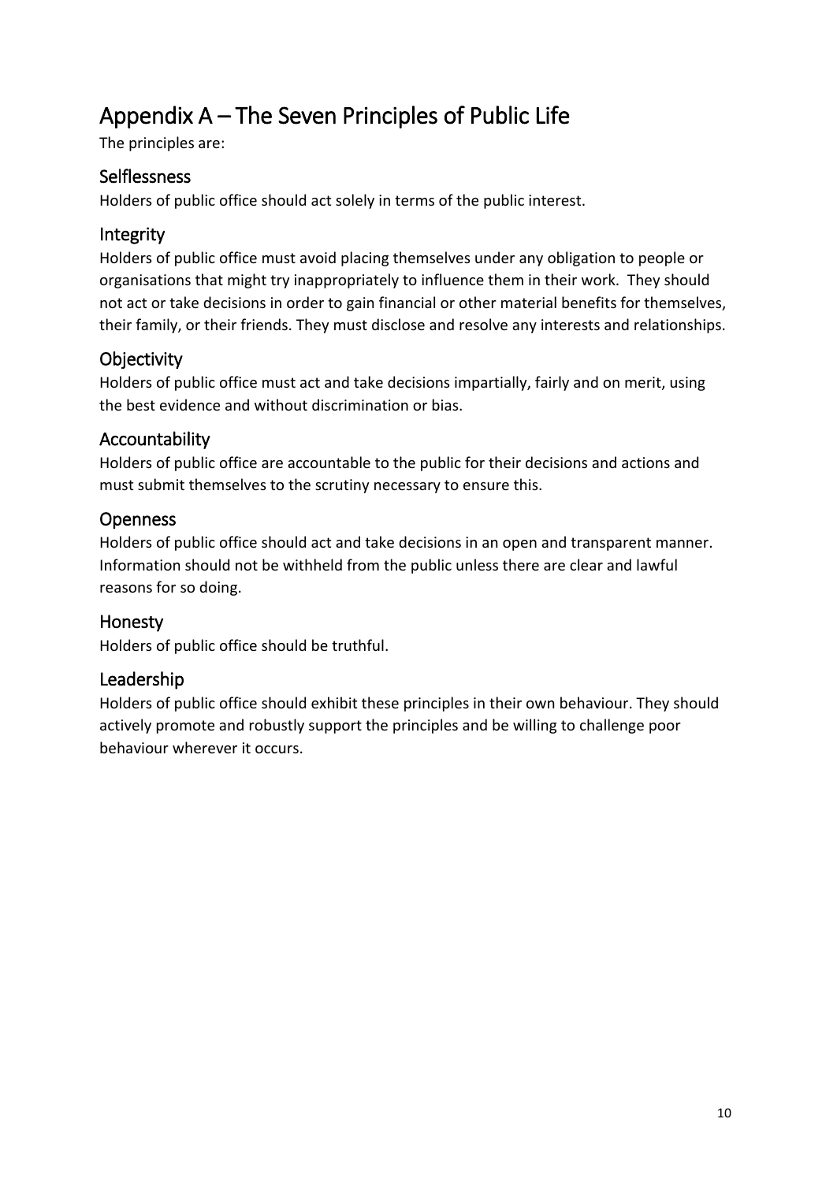# Appendix A – The Seven Principles of Public Life

The principles are:

## Selflessness

Holders of public office should act solely in terms of the public interest.

## Integrity

Holders of public office must avoid placing themselves under any obligation to people or organisations that might try inappropriately to influence them in their work. They should not act or take decisions in order to gain financial or other material benefits for themselves, their family, or their friends. They must disclose and resolve any interests and relationships.

## Objectivity

Holders of public office must act and take decisions impartially, fairly and on merit, using the best evidence and without discrimination or bias.

## Accountability

Holders of public office are accountable to the public for their decisions and actions and must submit themselves to the scrutiny necessary to ensure this.

## Openness

Holders of public office should act and take decisions in an open and transparent manner. Information should not be withheld from the public unless there are clear and lawful reasons for so doing.

## Honesty

Holders of public office should be truthful.

## Leadership

Holders of public office should exhibit these principles in their own behaviour. They should actively promote and robustly support the principles and be willing to challenge poor behaviour wherever it occurs.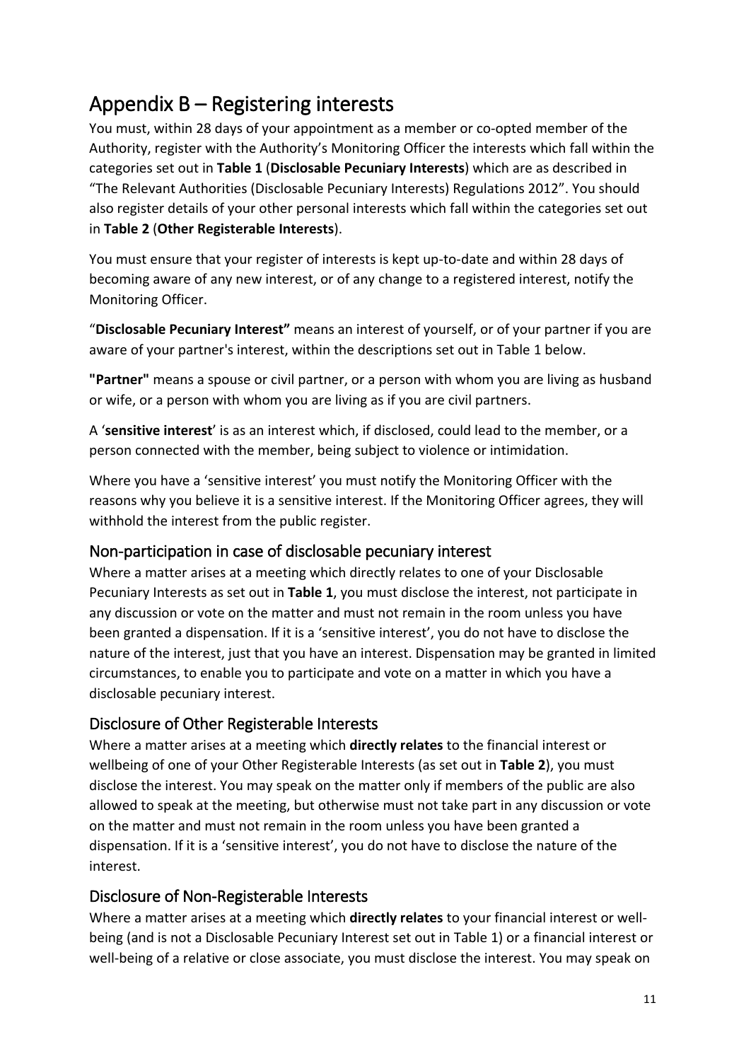# Appendix B – Registering interests

You must, within 28 days of your appointment as a member or co-opted member of the Authority, register with the Authority's Monitoring Officer the interests which fall within the categories set out in **Table 1** (**Disclosable Pecuniary Interests**) which are as described in "The Relevant Authorities (Disclosable Pecuniary Interests) Regulations 2012". You should also register details of your other personal interests which fall within the categories set out in **Table 2** (**Other Registerable Interests**).

You must ensure that your register of interests is kept up-to-date and within 28 days of becoming aware of any new interest, or of any change to a registered interest, notify the Monitoring Officer.

"**Disclosable Pecuniary Interest"** means an interest of yourself, or of your partner if you are aware of your partner's interest, within the descriptions set out in Table 1 below.

**"Partner"** means a spouse or civil partner, or a person with whom you are living as husband or wife, or a person with whom you are living as if you are civil partners.

A '**sensitive interest**' is as an interest which, if disclosed, could lead to the member, or a person connected with the member, being subject to violence or intimidation.

Where you have a 'sensitive interest' you must notify the Monitoring Officer with the reasons why you believe it is a sensitive interest. If the Monitoring Officer agrees, they will withhold the interest from the public register.

## Non-participation in case of disclosable pecuniary interest

Where a matter arises at a meeting which directly relates to one of your Disclosable Pecuniary Interests as set out in **Table 1**, you must disclose the interest, not participate in any discussion or vote on the matter and must not remain in the room unless you have been granted a dispensation. If it is a 'sensitive interest', you do not have to disclose the nature of the interest, just that you have an interest. Dispensation may be granted in limited circumstances, to enable you to participate and vote on a matter in which you have a disclosable pecuniary interest.

## Disclosure of Other Registerable Interests

Where a matter arises at a meeting which **directly relates** to the financial interest or wellbeing of one of your Other Registerable Interests (as set out in **Table 2**), you must disclose the interest. You may speak on the matter only if members of the public are also allowed to speak at the meeting, but otherwise must not take part in any discussion or vote on the matter and must not remain in the room unless you have been granted a dispensation. If it is a 'sensitive interest', you do not have to disclose the nature of the interest.

## Disclosure of Non-Registerable Interests

Where a matter arises at a meeting which **directly relates** to your financial interest or well-being (and is not a Disclosable Pecuniary Interest set out in Table 1) or a financial interest or well-being of a relative or close associate, you must disclose the interest. You may speak on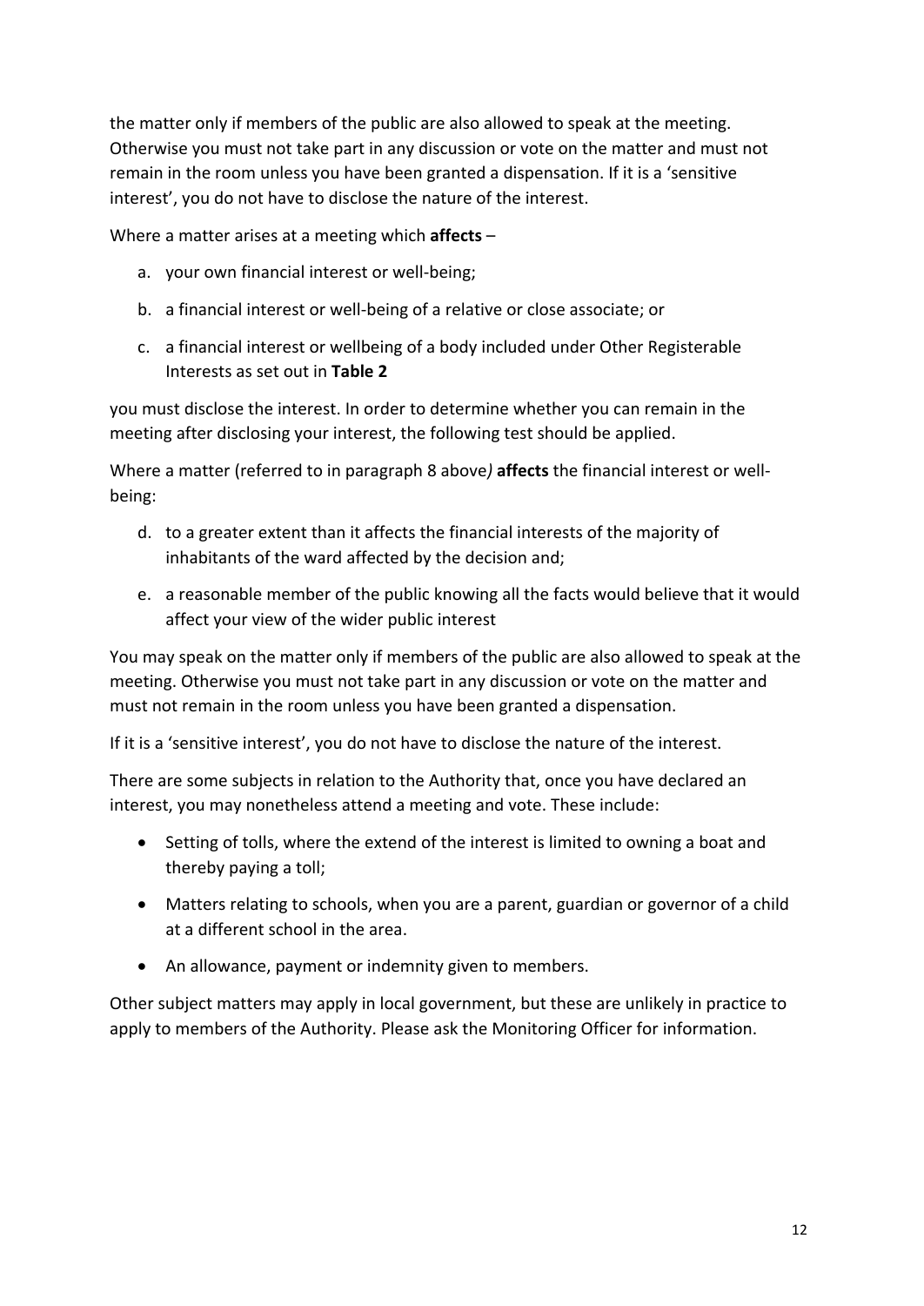the matter only if members of the public are also allowed to speak at the meeting. Otherwise you must not take part in any discussion or vote on the matter and must not remain in the room unless you have been granted a dispensation. If it is a 'sensitive interest', you do not have to disclose the nature of the interest.

Where a matter arises at a meeting which **affects** –

a. your own financial interest or well-being;

b. a financial interest or well-being of a relative or close associate; or

c. a financial interest or wellbeing of a body included under Other Registerable Interests as set out in **Table 2**

you must disclose the interest. In order to determine whether you can remain in the meeting after disclosing your interest, the following test should be applied.

Where a matter (referred to in paragraph 8 above*)* **affects** the financial interest or well-being:

d. to a greater extent than it affects the financial interests of the majority of inhabitants of the ward affected by the decision and;

e. a reasonable member of the public knowing all the facts would believe that it would affect your view of the wider public interest

You may speak on the matter only if members of the public are also allowed to speak at the meeting. Otherwise you must not take part in any discussion or vote on the matter and must not remain in the room unless you have been granted a dispensation.

If it is a 'sensitive interest', you do not have to disclose the nature of the interest.

There are some subjects in relation to the Authority that, once you have declared an interest, you may nonetheless attend a meeting and vote. These include:

- Setting of tolls, where the extend of the interest is limited to owning a boat and thereby paying a toll;
- Matters relating to schools, when you are a parent, guardian or governor of a child at a different school in the area.
- An allowance, payment or indemnity given to members.

Other subject matters may apply in local government, but these are unlikely in practice to apply to members of the Authority. Please ask the Monitoring Officer for information.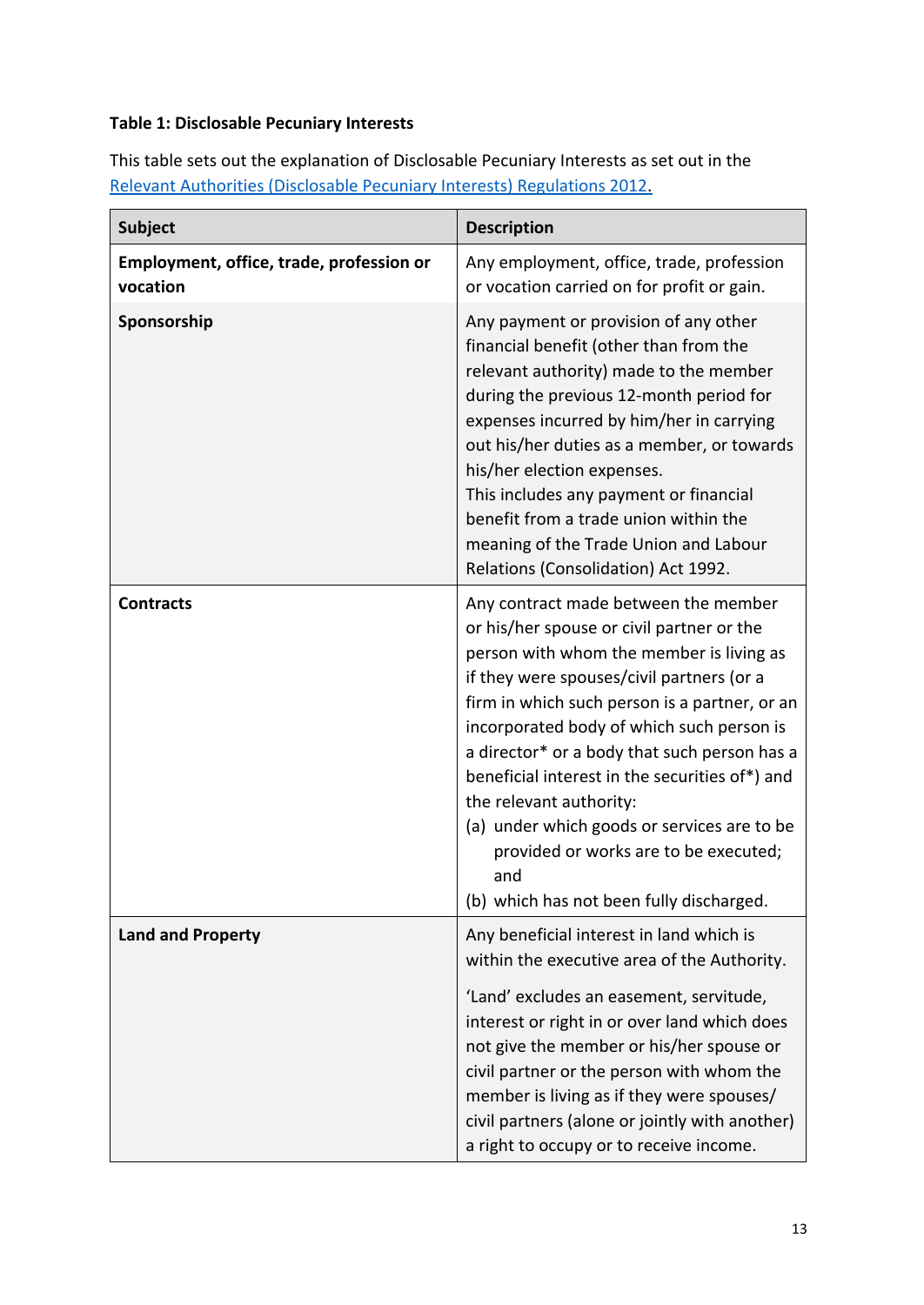**Table 1: Disclosable Pecuniary Interests**

This table sets out the explanation of Disclosable Pecuniary Interests as set out in the [Relevant Authorities (Disclosable Pecuniary Interests) Regulations 2012](#).

| Subject | Description |
|---|---|
| **Employment, office, trade, profession or vocation** | Any employment, office, trade, profession or vocation carried on for profit or gain. |
| **Sponsorship** | Any payment or provision of any other financial benefit (other than from the relevant authority) made to the member during the previous 12-month period for expenses incurred by him/her in carrying out his/her duties as a member, or towards his/her election expenses.<br>This includes any payment or financial benefit from a trade union within the meaning of the Trade Union and Labour Relations (Consolidation) Act 1992. |
| **Contracts** | Any contract made between the member or his/her spouse or civil partner or the person with whom the member is living as if they were spouses/civil partners (or a firm in which such person is a partner, or an incorporated body of which such person is a director* or a body that such person has a beneficial interest in the securities of*) and the relevant authority:<br>(a) under which goods or services are to be provided or works are to be executed; and<br>(b) which has not been fully discharged. |
| **Land and Property** | Any beneficial interest in land which is within the executive area of the Authority.<br>'Land' excludes an easement, servitude, interest or right in or over land which does not give the member or his/her spouse or civil partner or the person with whom the member is living as if they were spouses/ civil partners (alone or jointly with another) a right to occupy or to receive income. |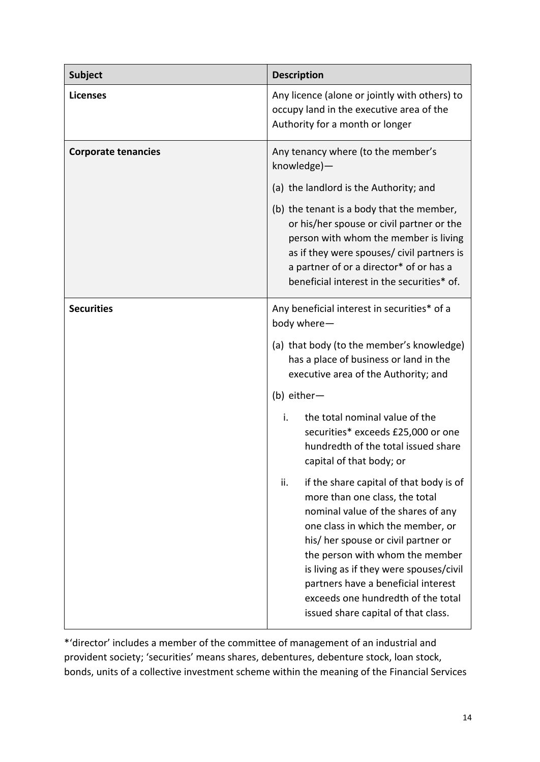| Subject | Description |
|---|---|
| **Licenses** | Any licence (alone or jointly with others) to occupy land in the executive area of the Authority for a month or longer |
| **Corporate tenancies** | Any tenancy where (to the member's knowledge)—<br>(a) the landlord is the Authority; and<br>(b) the tenant is a body that the member, or his/her spouse or civil partner or the person with whom the member is living as if they were spouses/ civil partners is a partner of or a director* of or has a beneficial interest in the securities* of. |
| **Securities** | Any beneficial interest in securities* of a body where—<br>(a) that body (to the member's knowledge) has a place of business or land in the executive area of the Authority; and<br>(b) either—<br>i. the total nominal value of the securities* exceeds £25,000 or one hundredth of the total issued share capital of that body; or<br>ii. if the share capital of that body is of more than one class, the total nominal value of the shares of any one class in which the member, or his/ her spouse or civil partner or the person with whom the member is living as if they were spouses/civil partners have a beneficial interest exceeds one hundredth of the total issued share capital of that class. |

*'director' includes a member of the committee of management of an industrial and provident society; 'securities' means shares, debentures, debenture stock, loan stock, bonds, units of a collective investment scheme within the meaning of the Financial Services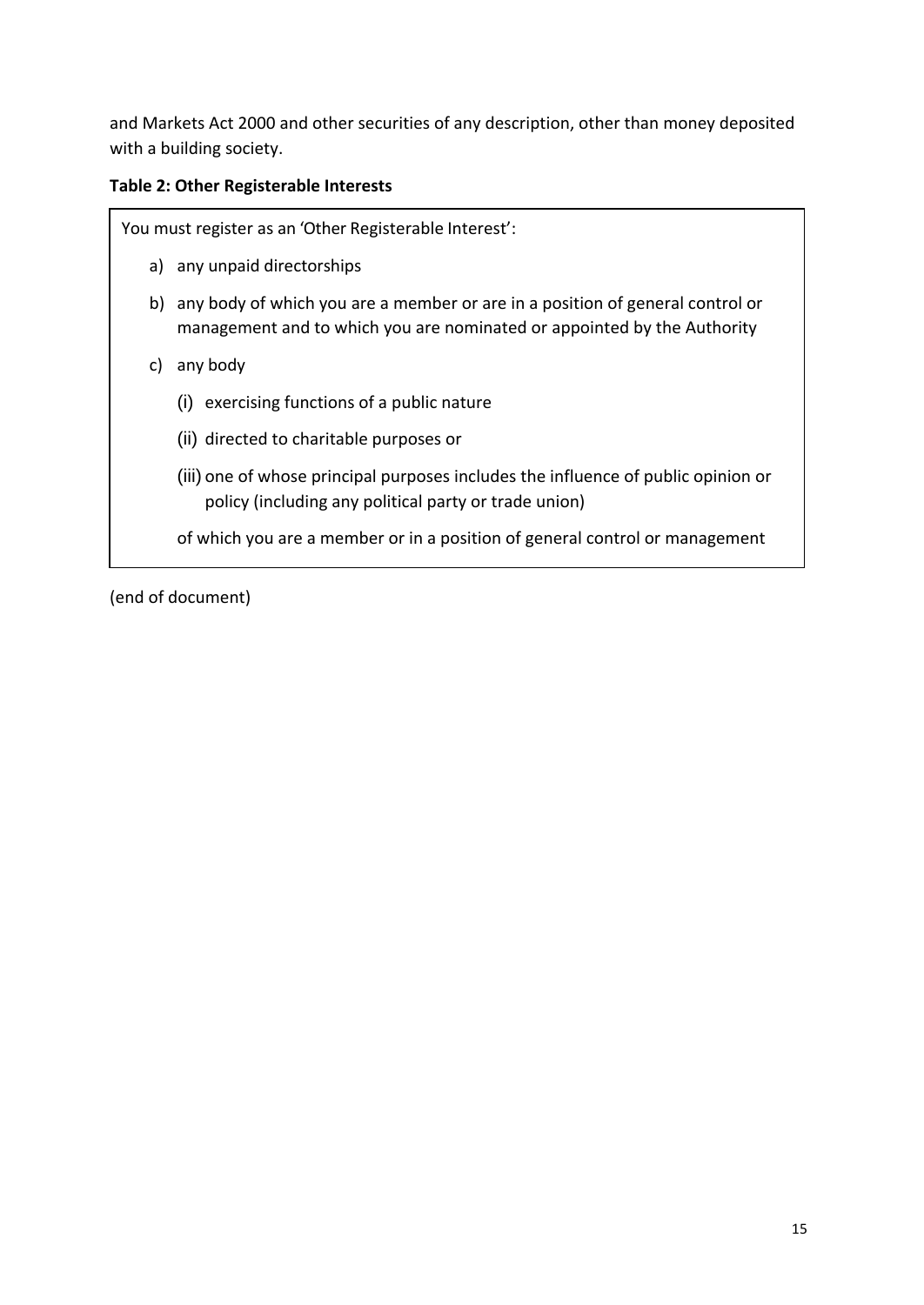and Markets Act 2000 and other securities of any description, other than money deposited with a building society.

**Table 2: Other Registerable Interests**

You must register as an 'Other Registerable Interest':

a) any unpaid directorships

b) any body of which you are a member or are in a position of general control or management and to which you are nominated or appointed by the Authority

c) any body

  (i) exercising functions of a public nature

  (ii) directed to charitable purposes or

  (iii) one of whose principal purposes includes the influence of public opinion or policy (including any political party or trade union)

  of which you are a member or in a position of general control or management

(end of document)